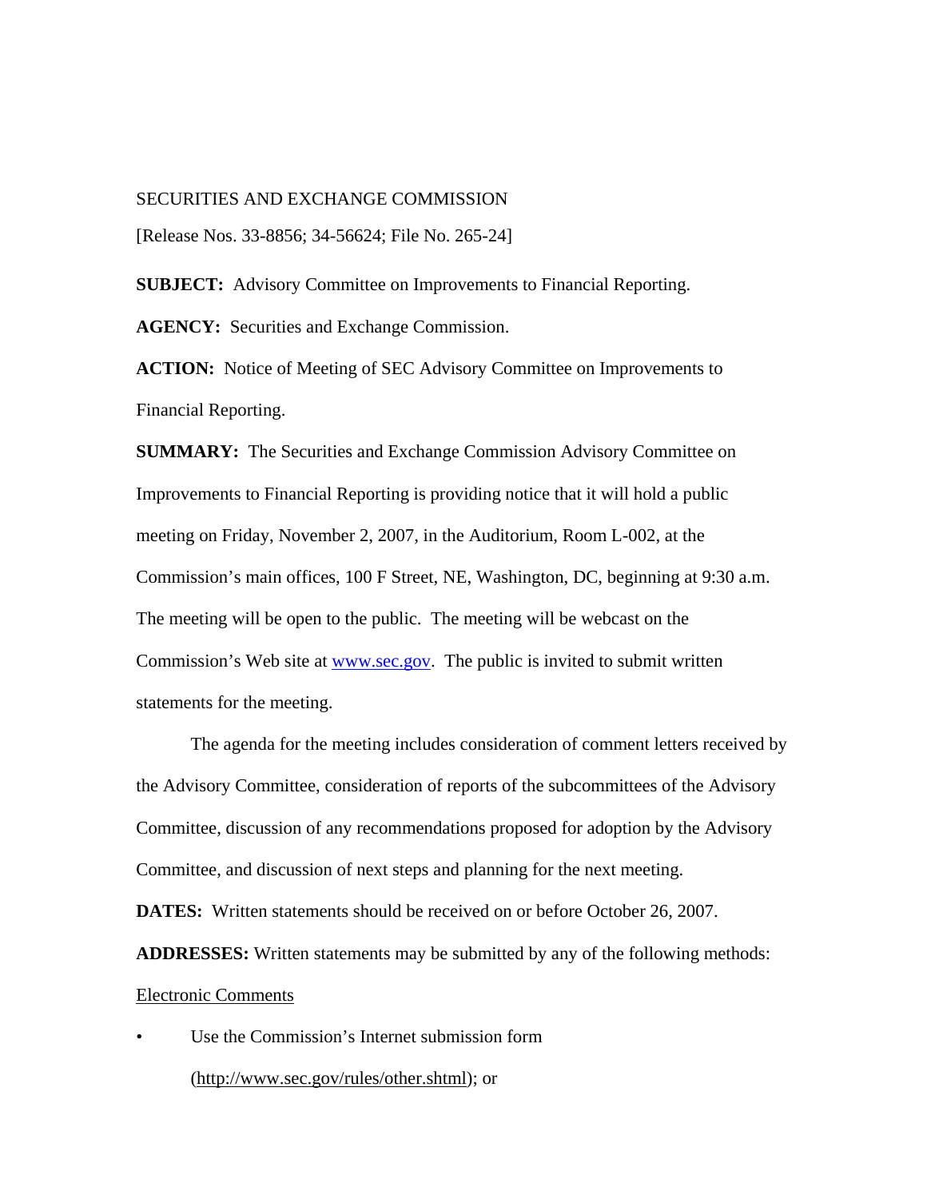SECURITIES AND EXCHANGE COMMISSION

[Release Nos. 33-8856; 34-56624; File No. 265-24]

**SUBJECT:** Advisory Committee on Improvements to Financial Reporting.

**AGENCY:** Securities and Exchange Commission.

**ACTION:** Notice of Meeting of SEC Advisory Committee on Improvements to Financial Reporting.

**SUMMARY:** The Securities and Exchange Commission Advisory Committee on Improvements to Financial Reporting is providing notice that it will hold a public meeting on Friday, November 2, 2007, in the Auditorium, Room L-002, at the Commission's main offices, 100 F Street, NE, Washington, DC, beginning at 9:30 a.m. The meeting will be open to the public. The meeting will be webcast on the Commission's Web site at [www.sec.gov](http://www.sec.gov). The public is invited to submit written statements for the meeting.

The agenda for the meeting includes consideration of comment letters received by the Advisory Committee, consideration of reports of the subcommittees of the Advisory Committee, discussion of any recommendations proposed for adoption by the Advisory Committee, and discussion of next steps and planning for the next meeting.

**DATES:** Written statements should be received on or before October 26, 2007.

**ADDRESSES:** Written statements may be submitted by any of the following methods:

Electronic Comments

- Use the Commission's Internet submission form (http://www.sec.gov/rules/other.shtml); or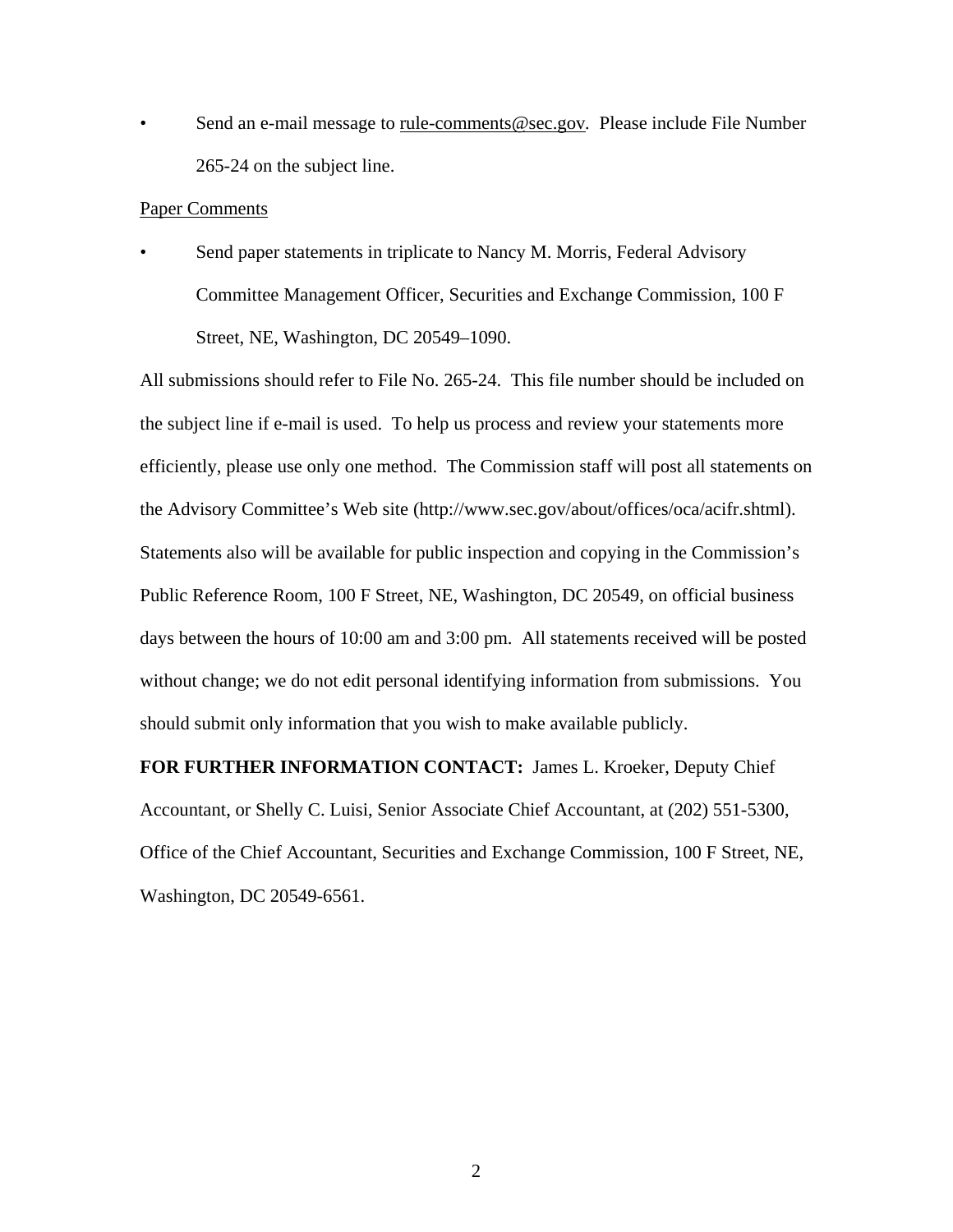- Send an e-mail message to rule-comments@sec.gov. Please include File Number 265-24 on the subject line.

Paper Comments

- Send paper statements in triplicate to Nancy M. Morris, Federal Advisory Committee Management Officer, Securities and Exchange Commission, 100 F Street, NE, Washington, DC 20549–1090.

All submissions should refer to File No. 265-24. This file number should be included on the subject line if e-mail is used. To help us process and review your statements more efficiently, please use only one method. The Commission staff will post all statements on the Advisory Committee's Web site (http://www.sec.gov/about/offices/oca/acifr.shtml). Statements also will be available for public inspection and copying in the Commission's Public Reference Room, 100 F Street, NE, Washington, DC 20549, on official business days between the hours of 10:00 am and 3:00 pm. All statements received will be posted without change; we do not edit personal identifying information from submissions. You should submit only information that you wish to make available publicly.

**FOR FURTHER INFORMATION CONTACT:** James L. Kroeker, Deputy Chief Accountant, or Shelly C. Luisi, Senior Associate Chief Accountant, at (202) 551-5300, Office of the Chief Accountant, Securities and Exchange Commission, 100 F Street, NE, Washington, DC 20549-6561.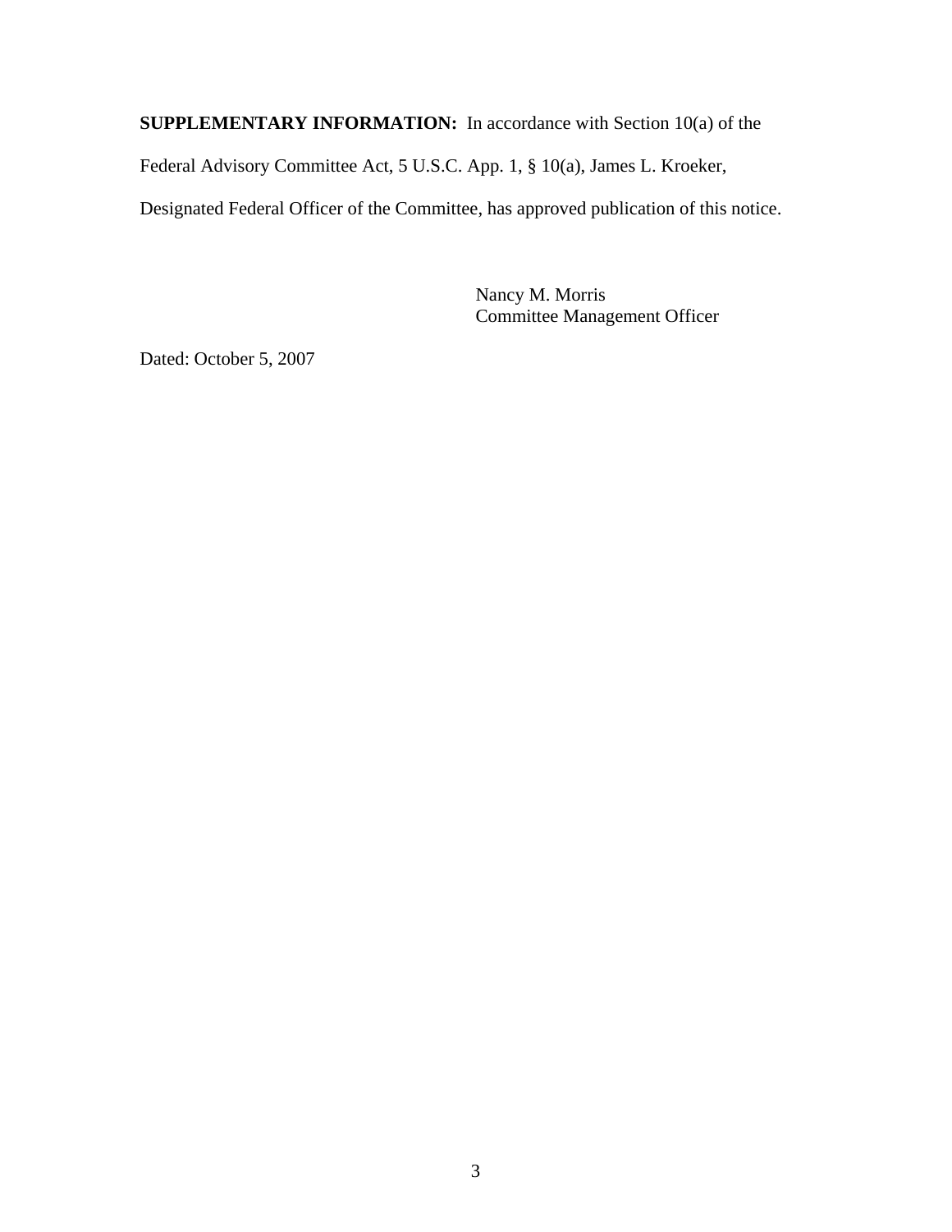**SUPPLEMENTARY INFORMATION:** In accordance with Section 10(a) of the Federal Advisory Committee Act, 5 U.S.C. App. 1, § 10(a), James L. Kroeker, Designated Federal Officer of the Committee, has approved publication of this notice.

Nancy M. Morris
Committee Management Officer

Dated: October 5, 2007